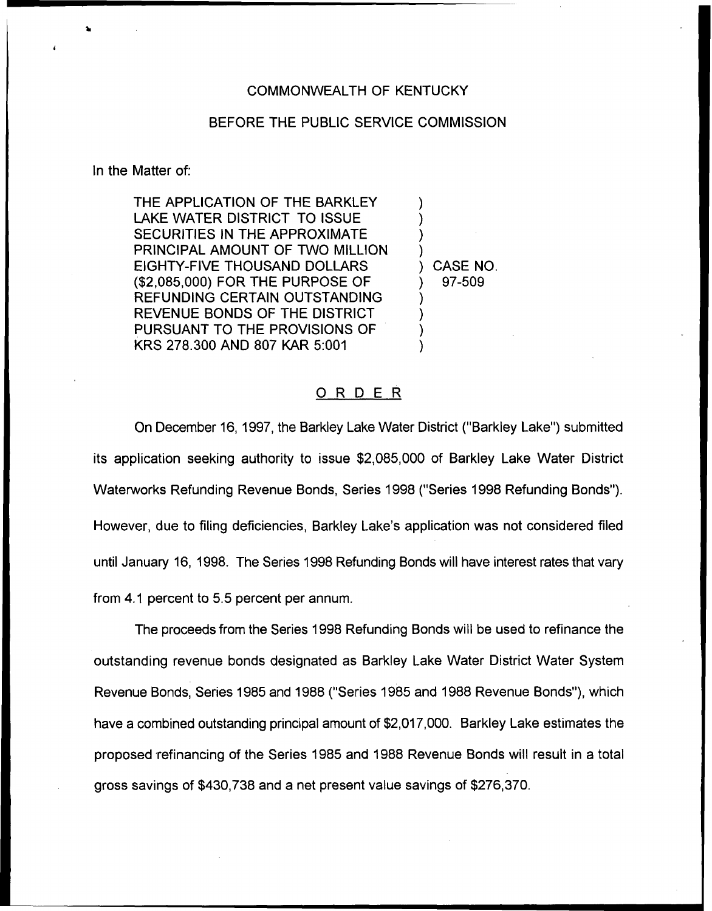COMMONWEALTH OF KENTUCKY

BEFORE THE PUBLIC SERVICE COMMISSION

In the Matter of:

| | |
|---|---|
| THE APPLICATION OF THE BARKLEY LAKE WATER DISTRICT TO ISSUE SECURITIES IN THE APPROXIMATE PRINCIPAL AMOUNT OF TWO MILLION EIGHTY-FIVE THOUSAND DOLLARS ($2,085,000) FOR THE PURPOSE OF REFUNDING CERTAIN OUTSTANDING REVENUE BONDS OF THE DISTRICT PURSUANT TO THE PROVISIONS OF KRS 278.300 AND 807 KAR 5:001 | ) CASE NO. 97-509 |

## ORDER

On December 16, 1997, the Barkley Lake Water District ("Barkley Lake") submitted its application seeking authority to issue $2,085,000 of Barkley Lake Water District Waterworks Refunding Revenue Bonds, Series 1998 ("Series 1998 Refunding Bonds"). However, due to filing deficiencies, Barkley Lake's application was not considered filed until January 16, 1998. The Series 1998 Refunding Bonds will have interest rates that vary from 4.1 percent to 5.5 percent per annum.

The proceeds from the Series 1998 Refunding Bonds will be used to refinance the outstanding revenue bonds designated as Barkley Lake Water District Water System Revenue Bonds, Series 1985 and 1988 ("Series 1985 and 1988 Revenue Bonds"), which have a combined outstanding principal amount of $2,017,000. Barkley Lake estimates the proposed refinancing of the Series 1985 and 1988 Revenue Bonds will result in a total gross savings of $430,738 and a net present value savings of $276,370.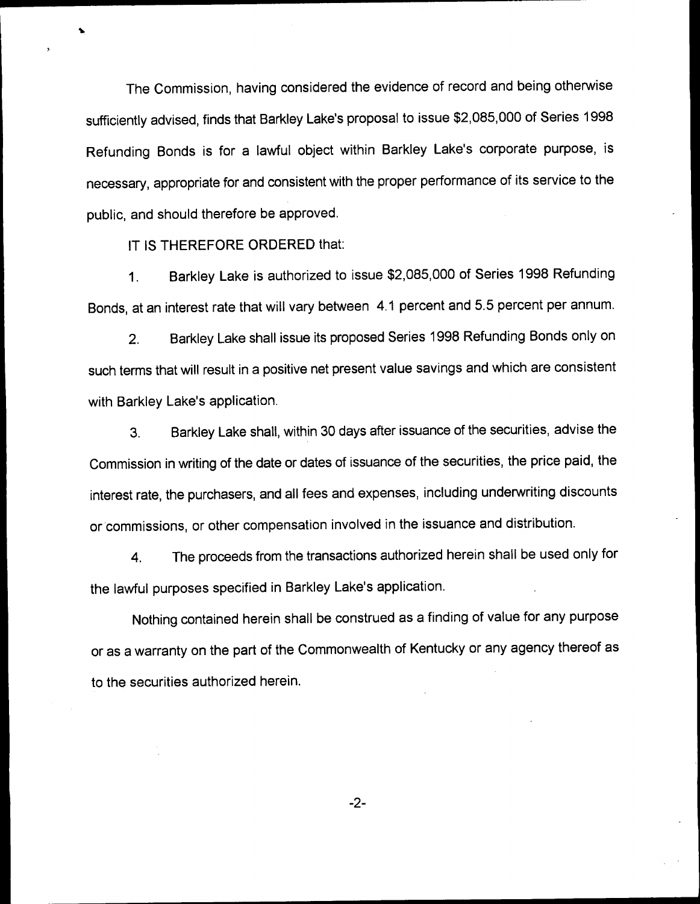The Commission, having considered the evidence of record and being otherwise sufficiently advised, finds that Barkley Lake's proposal to issue $2,085,000 of Series 1998 Refunding Bonds is for a lawful object within Barkley Lake's corporate purpose, is necessary, appropriate for and consistent with the proper performance of its service to the public, and should therefore be approved.

IT IS THEREFORE ORDERED that:

1. Barkley Lake is authorized to issue $2,085,000 of Series 1998 Refunding Bonds, at an interest rate that will vary between 4.1 percent and 5.5 percent per annum.

2. Barkley Lake shall issue its proposed Series 1998 Refunding Bonds only on such terms that will result in a positive net present value savings and which are consistent with Barkley Lake's application.

3. Barkley Lake shall, within 30 days after issuance of the securities, advise the Commission in writing of the date or dates of issuance of the securities, the price paid, the interest rate, the purchasers, and all fees and expenses, including underwriting discounts or commissions, or other compensation involved in the issuance and distribution.

4. The proceeds from the transactions authorized herein shall be used only for the lawful purposes specified in Barkley Lake's application.

Nothing contained herein shall be construed as a finding of value for any purpose or as a warranty on the part of the Commonwealth of Kentucky or any agency thereof as to the securities authorized herein.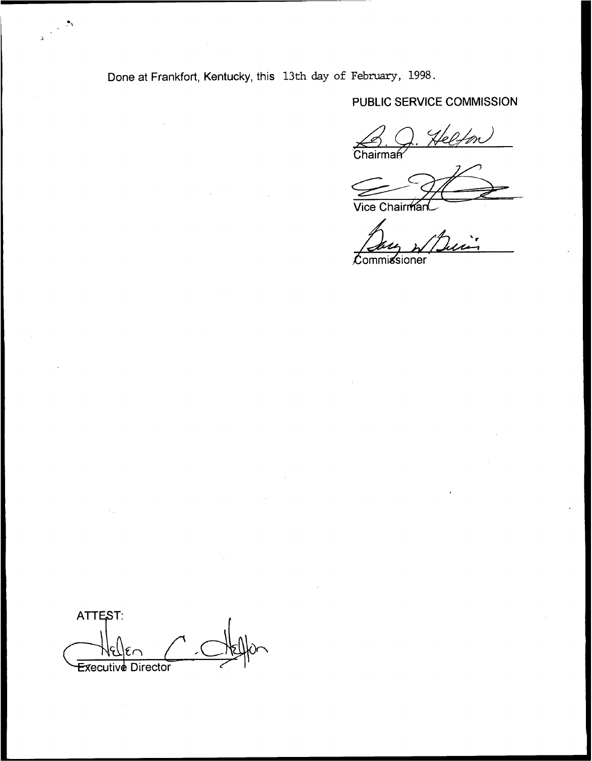Done at Frankfort, Kentucky, this 13th day of February, 1998.

PUBLIC SERVICE COMMISSION

Chairman

Vice Chairman

Commissioner

ATTEST:

Executive Director